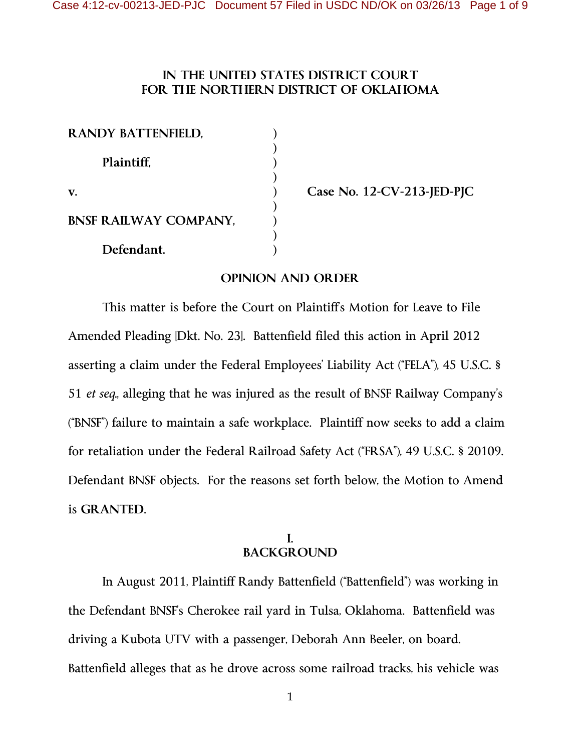# IN THE UNITED STATES DISTRICT COURT FOR THE NORTHERN DISTRICT OF OKLAHOMA

**RANDY BATTENFIELD,**

**Plaintiff,**

**v.**

**BNSF RAILWAY COMPANY,**

**Defendant.**

**Case No. 12-CV-213-JED-PJC**

## OPINION AND ORDER

This matter is before the Court on Plaintiff's Motion for Leave to File Amended Pleading [Dkt. No. 23]. Battenfield filed this action in April 2012 asserting a claim under the Federal Employees' Liability Act ("FELA"), 45 U.S.C. § 51 *et seq.*, alleging that he was injured as the result of BNSF Railway Company's ("BNSF") failure to maintain a safe workplace. Plaintiff now seeks to add a claim for retaliation under the Federal Railroad Safety Act ("FRSA"), 49 U.S.C. § 20109. Defendant BNSF objects. For the reasons set forth below, the Motion to Amend is **GRANTED**.

## I. BACKGROUND

In August 2011, Plaintiff Randy Battenfield ("Battenfield") was working in the Defendant BNSF's Cherokee rail yard in Tulsa, Oklahoma. Battenfield was driving a Kubota UTV with a passenger, Deborah Ann Beeler, on board. Battenfield alleges that as he drove across some railroad tracks, his vehicle was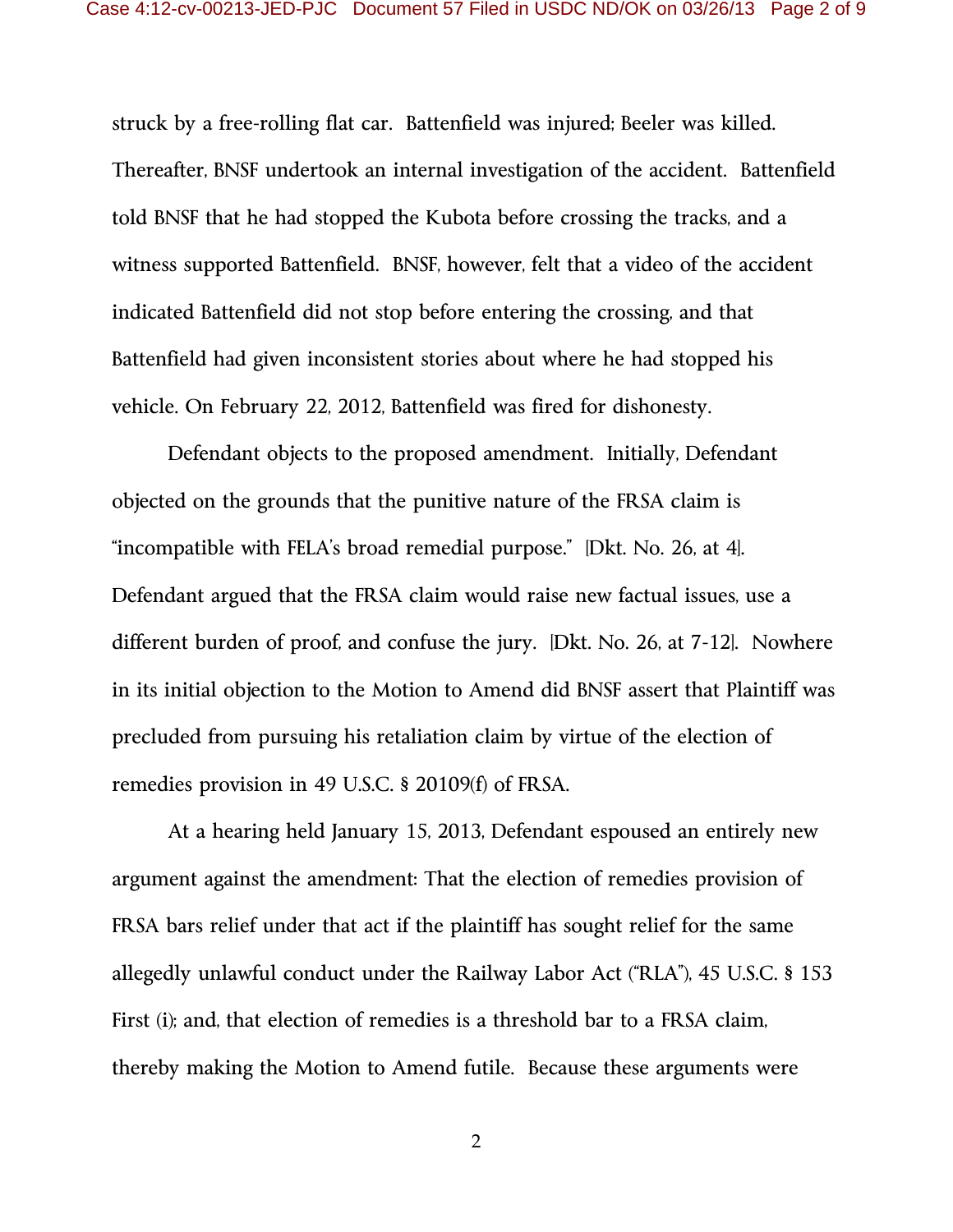struck by a free-rolling flat car. Battenfield was injured; Beeler was killed. Thereafter, BNSF undertook an internal investigation of the accident. Battenfield told BNSF that he had stopped the Kubota before crossing the tracks, and a witness supported Battenfield. BNSF, however, felt that a video of the accident indicated Battenfield did not stop before entering the crossing, and that Battenfield had given inconsistent stories about where he had stopped his vehicle. On February 22, 2012, Battenfield was fired for dishonesty.

Defendant objects to the proposed amendment. Initially, Defendant objected on the grounds that the punitive nature of the FRSA claim is "incompatible with FELA's broad remedial purpose." [Dkt. No. 26, at 4]. Defendant argued that the FRSA claim would raise new factual issues, use a different burden of proof, and confuse the jury. [Dkt. No. 26, at 7-12]. Nowhere in its initial objection to the Motion to Amend did BNSF assert that Plaintiff was precluded from pursuing his retaliation claim by virtue of the election of remedies provision in 49 U.S.C. § 20109(f) of FRSA.

At a hearing held January 15, 2013, Defendant espoused an entirely new argument against the amendment: That the election of remedies provision of FRSA bars relief under that act if the plaintiff has sought relief for the same allegedly unlawful conduct under the Railway Labor Act ("RLA"), 45 U.S.C. § 153 First (i); and, that election of remedies is a threshold bar to a FRSA claim, thereby making the Motion to Amend futile. Because these arguments were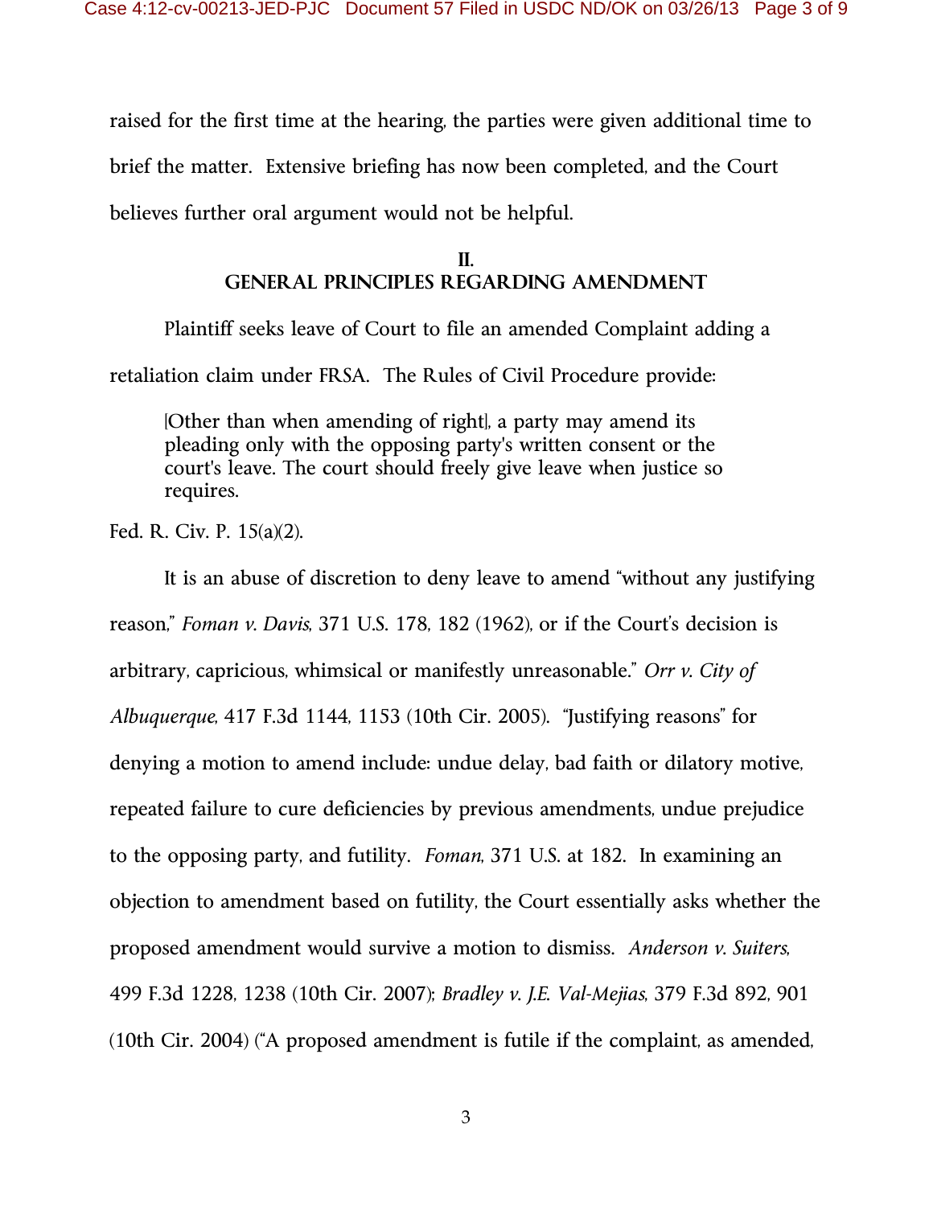raised for the first time at the hearing, the parties were given additional time to brief the matter. Extensive briefing has now been completed, and the Court believes further oral argument would not be helpful.

## II. GENERAL PRINCIPLES REGARDING AMENDMENT

Plaintiff seeks leave of Court to file an amended Complaint adding a retaliation claim under FRSA. The Rules of Civil Procedure provide:

> [Other than when amending of right], a party may amend its pleading only with the opposing party's written consent or the court's leave. The court should freely give leave when justice so requires.

Fed. R. Civ. P. 15(a)(2).

It is an abuse of discretion to deny leave to amend "without any justifying reason," *Foman v. Davis*, 371 U.S. 178, 182 (1962), or if the Court's decision is arbitrary, capricious, whimsical or manifestly unreasonable." *Orr v. City of Albuquerque*, 417 F.3d 1144, 1153 (10th Cir. 2005). "Justifying reasons" for denying a motion to amend include: undue delay, bad faith or dilatory motive, repeated failure to cure deficiencies by previous amendments, undue prejudice to the opposing party, and futility. *Foman*, 371 U.S. at 182. In examining an objection to amendment based on futility, the Court essentially asks whether the proposed amendment would survive a motion to dismiss. *Anderson v. Suiters*, 499 F.3d 1228, 1238 (10th Cir. 2007); *Bradley v. J.E. Val-Mejias*, 379 F.3d 892, 901 (10th Cir. 2004) ("A proposed amendment is futile if the complaint, as amended,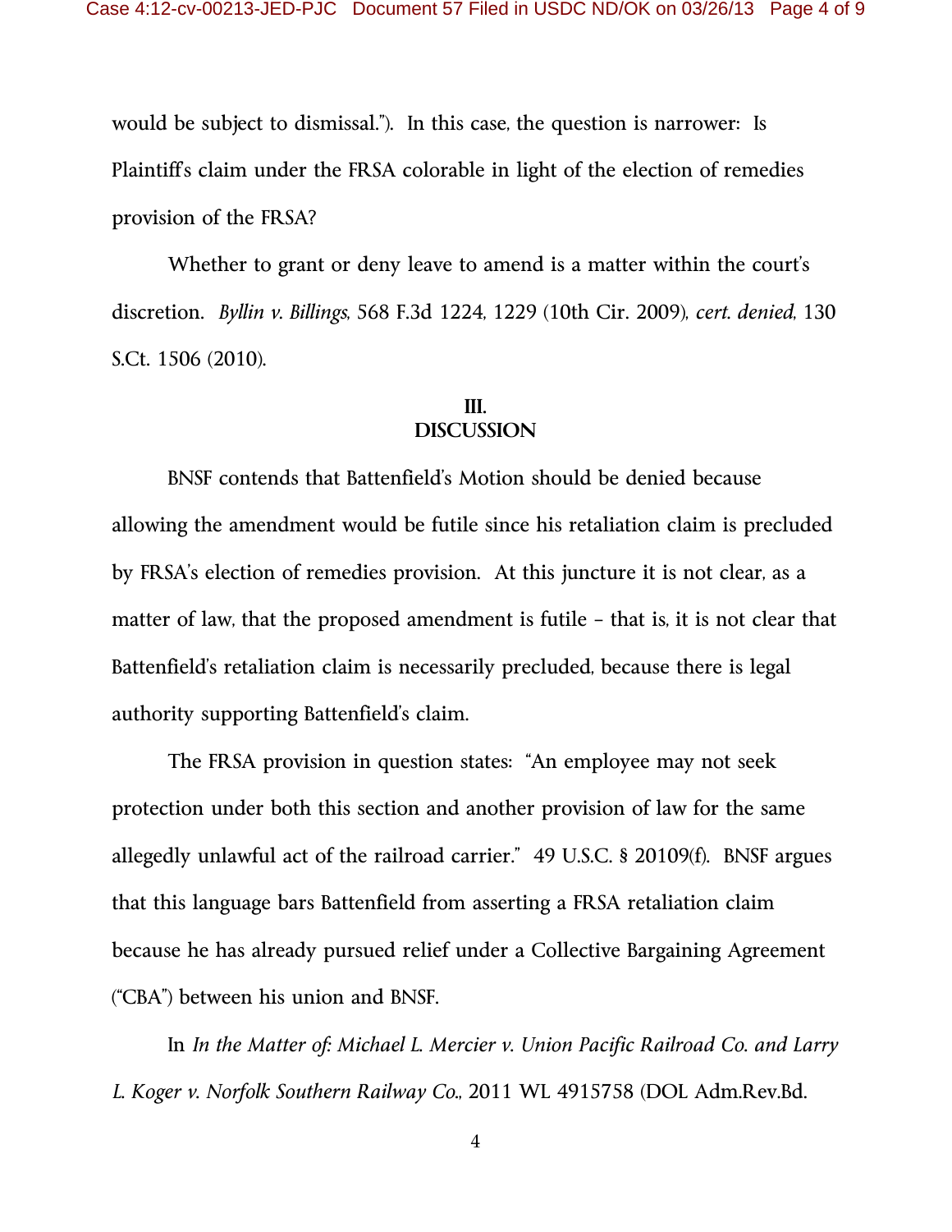would be subject to dismissal."). In this case, the question is narrower: Is Plaintiff's claim under the FRSA colorable in light of the election of remedies provision of the FRSA?

Whether to grant or deny leave to amend is a matter within the court's discretion. *Byllin v. Billings*, 568 F.3d 1224, 1229 (10th Cir. 2009), *cert. denied*, 130 S.Ct. 1506 (2010).

## III.
## DISCUSSION

BNSF contends that Battenfield's Motion should be denied because allowing the amendment would be futile since his retaliation claim is precluded by FRSA's election of remedies provision. At this juncture it is not clear, as a matter of law, that the proposed amendment is futile – that is, it is not clear that Battenfield's retaliation claim is necessarily precluded, because there is legal authority supporting Battenfield's claim.

The FRSA provision in question states: "An employee may not seek protection under both this section and another provision of law for the same allegedly unlawful act of the railroad carrier." 49 U.S.C. § 20109(f). BNSF argues that this language bars Battenfield from asserting a FRSA retaliation claim because he has already pursued relief under a Collective Bargaining Agreement ("CBA") between his union and BNSF.

In *In the Matter of: Michael L. Mercier v. Union Pacific Railroad Co. and Larry L. Koger v. Norfolk Southern Railway Co.*, 2011 WL 4915758 (DOL Adm.Rev.Bd.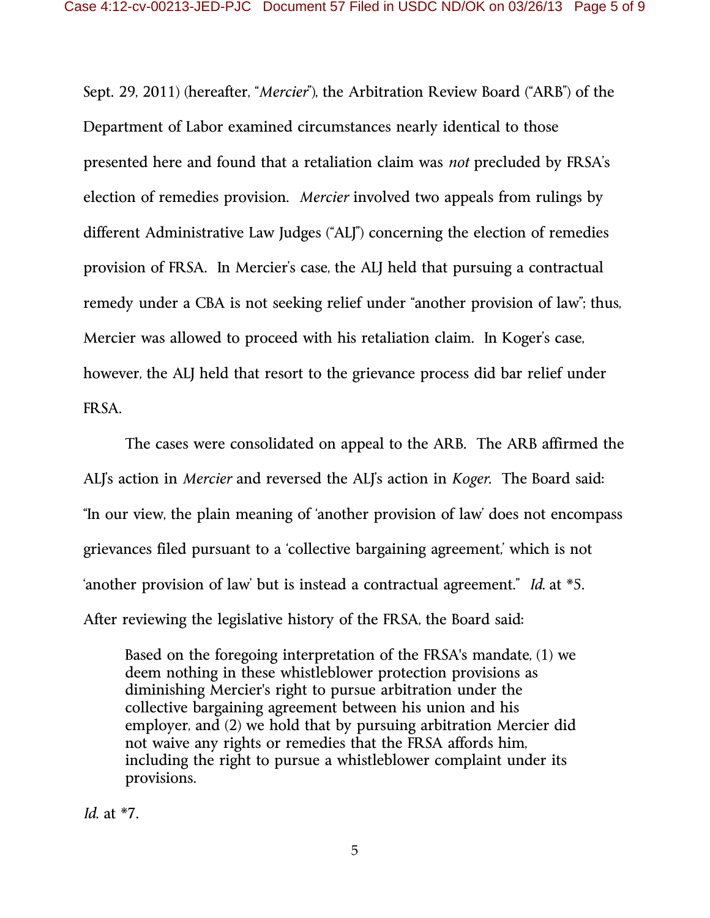Sept. 29, 2011) (hereafter, "*Mercier*"), the Arbitration Review Board ("ARB") of the Department of Labor examined circumstances nearly identical to those presented here and found that a retaliation claim was *not* precluded by FRSA's election of remedies provision. *Mercier* involved two appeals from rulings by different Administrative Law Judges ("ALJ") concerning the election of remedies provision of FRSA. In Mercier's case, the ALJ held that pursuing a contractual remedy under a CBA is not seeking relief under "another provision of law"; thus, Mercier was allowed to proceed with his retaliation claim. In Koger's case, however, the ALJ held that resort to the grievance process did bar relief under FRSA.

The cases were consolidated on appeal to the ARB. The ARB affirmed the ALJ's action in *Mercier* and reversed the ALJ's action in *Koger*. The Board said: "In our view, the plain meaning of 'another provision of law' does not encompass grievances filed pursuant to a 'collective bargaining agreement,' which is not 'another provision of law' but is instead a contractual agreement." *Id.* at *5. After reviewing the legislative history of the FRSA, the Board said:

> Based on the foregoing interpretation of the FRSA's mandate, (1) we deem nothing in these whistleblower protection provisions as diminishing Mercier's right to pursue arbitration under the collective bargaining agreement between his union and his employer, and (2) we hold that by pursuing arbitration Mercier did not waive any rights or remedies that the FRSA affords him, including the right to pursue a whistleblower complaint under its provisions.

*Id.* at *7.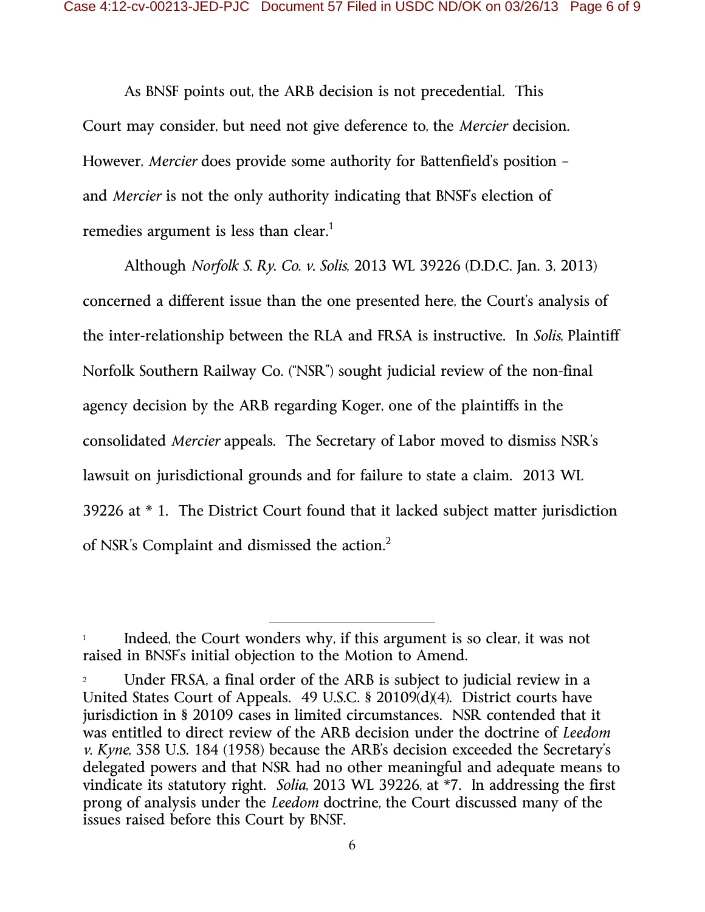As BNSF points out, the ARB decision is not precedential. This Court may consider, but need not give deference to, the *Mercier* decision. However, *Mercier* does provide some authority for Battenfield's position – and *Mercier* is not the only authority indicating that BNSF's election of remedies argument is less than clear.[1]

Although *Norfolk S. Ry. Co. v. Solis*, 2013 WL 39226 (D.D.C. Jan. 3, 2013) concerned a different issue than the one presented here, the Court's analysis of the inter-relationship between the RLA and FRSA is instructive. In *Solis*, Plaintiff Norfolk Southern Railway Co. ("NSR") sought judicial review of the non-final agency decision by the ARB regarding Koger, one of the plaintiffs in the consolidated *Mercier* appeals. The Secretary of Labor moved to dismiss NSR's lawsuit on jurisdictional grounds and for failure to state a claim. 2013 WL 39226 at * 1. The District Court found that it lacked subject matter jurisdiction of NSR's Complaint and dismissed the action.[2]

---

[1] Indeed, the Court wonders why, if this argument is so clear, it was not raised in BNSF's initial objection to the Motion to Amend.

[2] Under FRSA, a final order of the ARB is subject to judicial review in a United States Court of Appeals. 49 U.S.C. § 20109(d)(4). District courts have jurisdiction in § 20109 cases in limited circumstances. NSR contended that it was entitled to direct review of the ARB decision under the doctrine of *Leedom v. Kyne*, 358 U.S. 184 (1958) because the ARB's decision exceeded the Secretary's delegated powers and that NSR had no other meaningful and adequate means to vindicate its statutory right. *Solia*, 2013 WL 39226, at *7. In addressing the first prong of analysis under the *Leedom* doctrine, the Court discussed many of the issues raised before this Court by BNSF.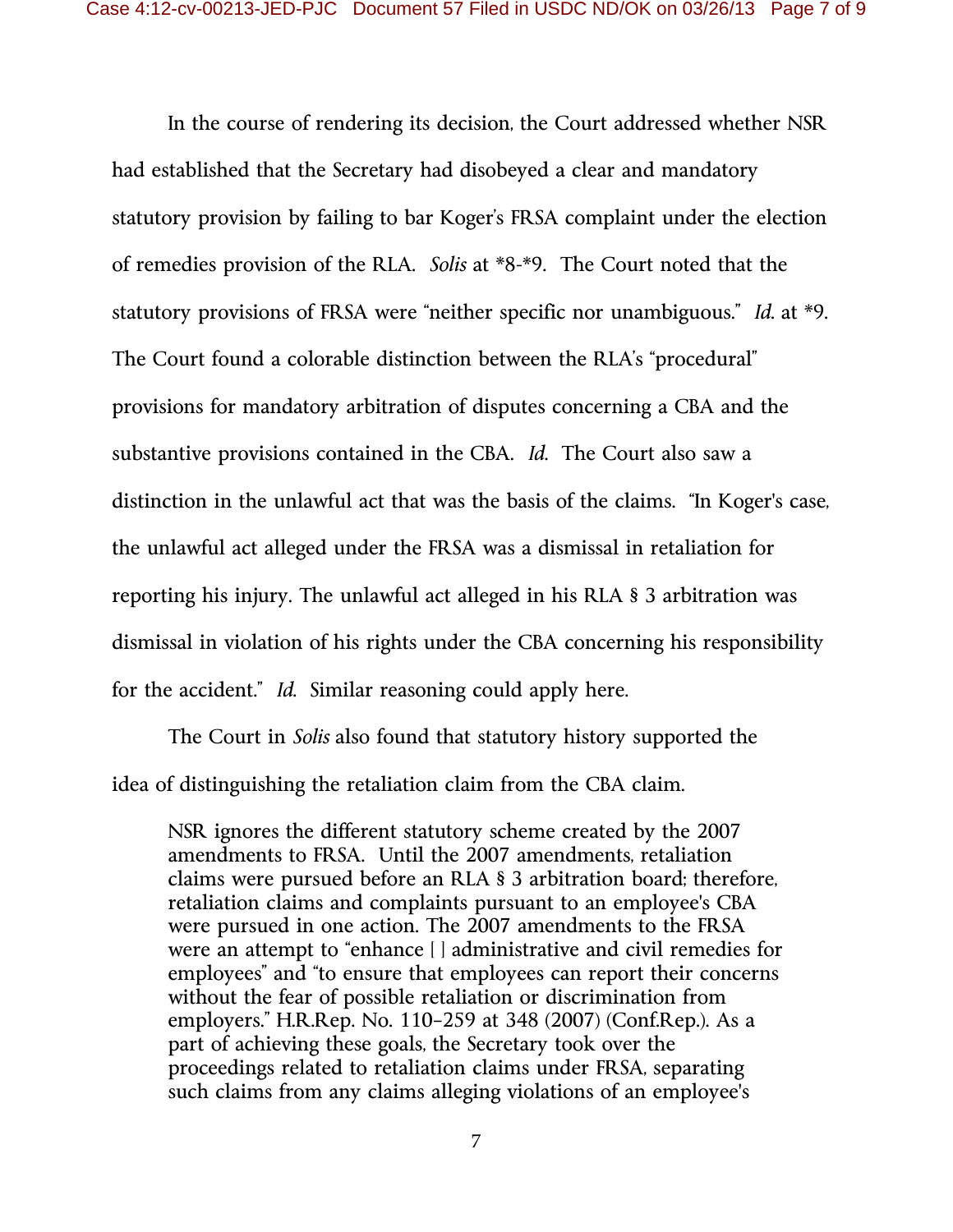In the course of rendering its decision, the Court addressed whether NSR had established that the Secretary had disobeyed a clear and mandatory statutory provision by failing to bar Koger's FRSA complaint under the election of remedies provision of the RLA. *Solis* at *8-*9. The Court noted that the statutory provisions of FRSA were "neither specific nor unambiguous." *Id.* at *9. The Court found a colorable distinction between the RLA's "procedural" provisions for mandatory arbitration of disputes concerning a CBA and the substantive provisions contained in the CBA. *Id.* The Court also saw a distinction in the unlawful act that was the basis of the claims. "In Koger's case, the unlawful act alleged under the FRSA was a dismissal in retaliation for reporting his injury. The unlawful act alleged in his RLA § 3 arbitration was dismissal in violation of his rights under the CBA concerning his responsibility for the accident." *Id.* Similar reasoning could apply here.

The Court in *Solis* also found that statutory history supported the idea of distinguishing the retaliation claim from the CBA claim.

> NSR ignores the different statutory scheme created by the 2007 amendments to FRSA. Until the 2007 amendments, retaliation claims were pursued before an RLA § 3 arbitration board; therefore, retaliation claims and complaints pursuant to an employee's CBA were pursued in one action. The 2007 amendments to the FRSA were an attempt to "enhance [ ] administrative and civil remedies for employees" and "to ensure that employees can report their concerns without the fear of possible retaliation or discrimination from employers." H.R.Rep. No. 110–259 at 348 (2007) (Conf.Rep.). As a part of achieving these goals, the Secretary took over the proceedings related to retaliation claims under FRSA, separating such claims from any claims alleging violations of an employee's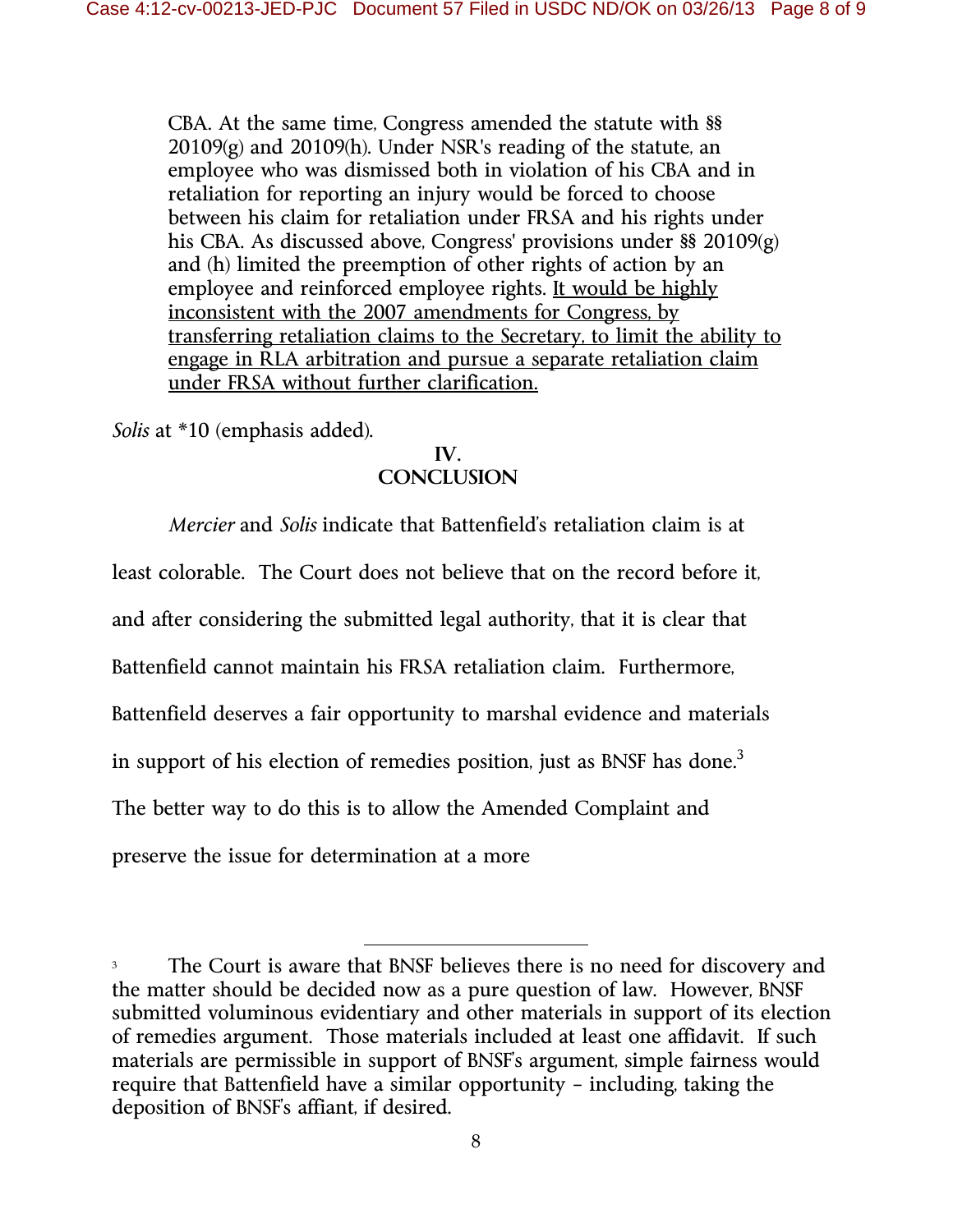> CBA. At the same time, Congress amended the statute with §§ 20109(g) and 20109(h). Under NSR's reading of the statute, an employee who was dismissed both in violation of his CBA and in retaliation for reporting an injury would be forced to choose between his claim for retaliation under FRSA and his rights under his CBA. As discussed above, Congress' provisions under §§ 20109(g) and (h) limited the preemption of other rights of action by an employee and reinforced employee rights. <u>It would be highly inconsistent with the 2007 amendments for Congress, by transferring retaliation claims to the Secretary, to limit the ability to engage in RLA arbitration and pursue a separate retaliation claim under FRSA without further clarification.</u>

*Solis* at *10 (emphasis added).

## IV.
## CONCLUSION

*Mercier* and *Solis* indicate that Battenfield's retaliation claim is at least colorable. The Court does not believe that on the record before it, and after considering the submitted legal authority, that it is clear that Battenfield cannot maintain his FRSA retaliation claim. Furthermore, Battenfield deserves a fair opportunity to marshal evidence and materials in support of his election of remedies position, just as BNSF has done.[3] The better way to do this is to allow the Amended Complaint and preserve the issue for determination at a more

---

[3] The Court is aware that BNSF believes there is no need for discovery and the matter should be decided now as a pure question of law. However, BNSF submitted voluminous evidentiary and other materials in support of its election of remedies argument. Those materials included at least one affidavit. If such materials are permissible in support of BNSF's argument, simple fairness would require that Battenfield have a similar opportunity – including, taking the deposition of BNSF's affiant, if desired.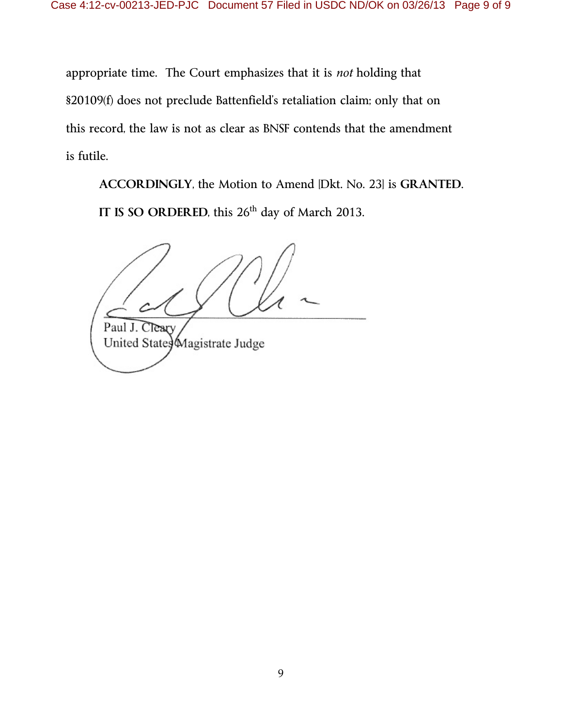appropriate time. The Court emphasizes that it is *not* holding that §20109(f) does not preclude Battenfield's retaliation claim; only that on this record, the law is not as clear as BNSF contends that the amendment is futile.

**ACCORDINGLY**, the Motion to Amend [Dkt. No. 23] is **GRANTED**.

**IT IS SO ORDERED**, this 26th day of March 2013.

Paul J. Cleary
United States Magistrate Judge